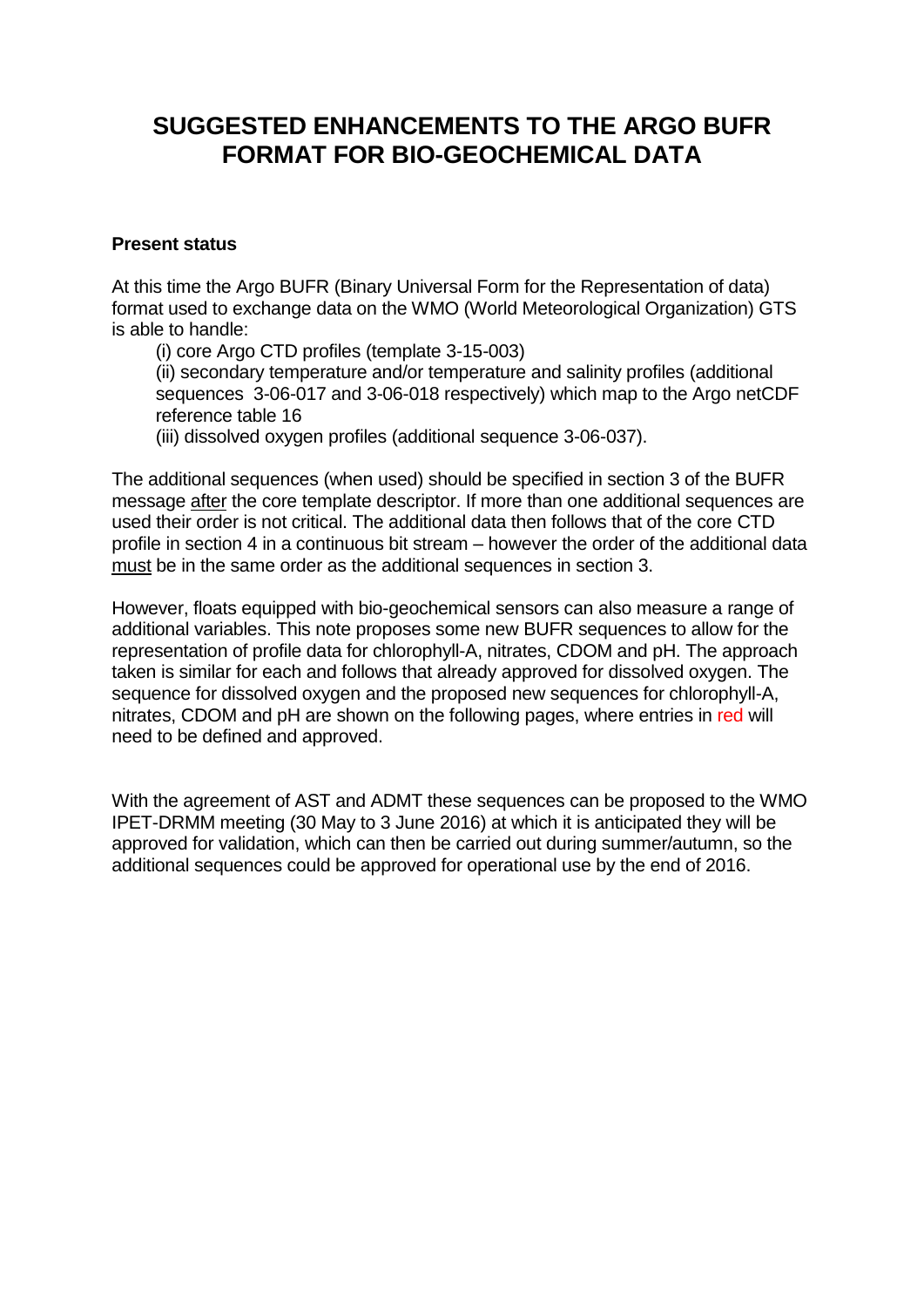# SUGGESTED ENHANCEMENTS TO THE ARGO BUFR FORMAT FOR BIO-GEOCHEMICAL DATA

**Present status**

At this time the Argo BUFR (Binary Universal Form for the Representation of data) format used to exchange data on the WMO (World Meteorological Organization) GTS is able to handle:

(i) core Argo CTD profiles (template 3-15-003)

(ii) secondary temperature and/or temperature and salinity profiles (additional sequences 3-06-017 and 3-06-018 respectively) which map to the Argo netCDF reference table 16

(iii) dissolved oxygen profiles (additional sequence 3-06-037).

The additional sequences (when used) should be specified in section 3 of the BUFR message <u>after</u> the core template descriptor. If more than one additional sequences are used their order is not critical. The additional data then follows that of the core CTD profile in section 4 in a continuous bit stream – however the order of the additional data <u>must</u> be in the same order as the additional sequences in section 3.

However, floats equipped with bio-geochemical sensors can also measure a range of additional variables. This note proposes some new BUFR sequences to allow for the representation of profile data for chlorophyll-A, nitrates, CDOM and pH. The approach taken is similar for each and follows that already approved for dissolved oxygen. The sequence for dissolved oxygen and the proposed new sequences for chlorophyll-A, nitrates, CDOM and pH are shown on the following pages, where entries in red will need to be defined and approved.

With the agreement of AST and ADMT these sequences can be proposed to the WMO IPET-DRMM meeting (30 May to 3 June 2016) at which it is anticipated they will be approved for validation, which can then be carried out during summer/autumn, so the additional sequences could be approved for operational use by the end of 2016.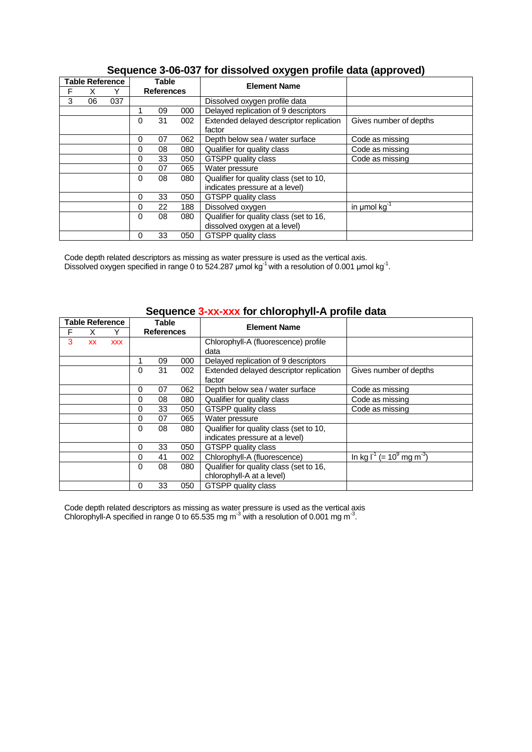## Sequence 3-06-037 for dissolved oxygen profile data (approved)

| Table Reference | | | Table References | | | Element Name | |
|---|---|---|---|---|---|---|---|
| F | X | Y | | | | | |
| 3 | 06 | 037 | | | | Dissolved oxygen profile data | |
| | | | 1 | 09 | 000 | Delayed replication of 9 descriptors | |
| | | | 0 | 31 | 002 | Extended delayed descriptor replication factor | Gives number of depths |
| | | | 0 | 07 | 062 | Depth below sea / water surface | Code as missing |
| | | | 0 | 08 | 080 | Qualifier for quality class | Code as missing |
| | | | 0 | 33 | 050 | GTSPP quality class | Code as missing |
| | | | 0 | 07 | 065 | Water pressure | |
| | | | 0 | 08 | 080 | Qualifier for quality class (set to 10, indicates pressure at a level) | |
| | | | 0 | 33 | 050 | GTSPP quality class | |
| | | | 0 | 22 | 188 | Dissolved oxygen | in μmol $kg^{-1}$ |
| | | | 0 | 08 | 080 | Qualifier for quality class (set to 16, dissolved oxygen at a level) | |
| | | | 0 | 33 | 050 | GTSPP quality class | |

Code depth related descriptors as missing as water pressure is used as the vertical axis.
Dissolved oxygen specified in range 0 to 524.287 μmol $kg^{-1}$ with a resolution of 0.001 μmol $kg^{-1}$.

## Sequence 3-xx-xxx for chlorophyll-A profile data

| Table Reference | | | Table References | | | Element Name | |
|---|---|---|---|---|---|---|---|
| F | X | Y | | | | | |
| 3 | xx | xxx | | | | Chlorophyll-A (fluorescence) profile data | |
| | | | 1 | 09 | 000 | Delayed replication of 9 descriptors | |
| | | | 0 | 31 | 002 | Extended delayed descriptor replication factor | Gives number of depths |
| | | | 0 | 07 | 062 | Depth below sea / water surface | Code as missing |
| | | | 0 | 08 | 080 | Qualifier for quality class | Code as missing |
| | | | 0 | 33 | 050 | GTSPP quality class | Code as missing |
| | | | 0 | 07 | 065 | Water pressure | |
| | | | 0 | 08 | 080 | Qualifier for quality class (set to 10, indicates pressure at a level) | |
| | | | 0 | 33 | 050 | GTSPP quality class | |
| | | | 0 | 41 | 002 | Chlorophyll-A (fluorescence) | In kg $l^{-1}$ (= $10^9$ mg $m^{-3}$) |
| | | | 0 | 08 | 080 | Qualifier for quality class (set to 16, chlorophyll-A at a level) | |
| | | | 0 | 33 | 050 | GTSPP quality class | |

Code depth related descriptors as missing as water pressure is used as the vertical axis
Chlorophyll-A specified in range 0 to 65.535 mg $m^{-3}$ with a resolution of 0.001 mg $m^{-3}$.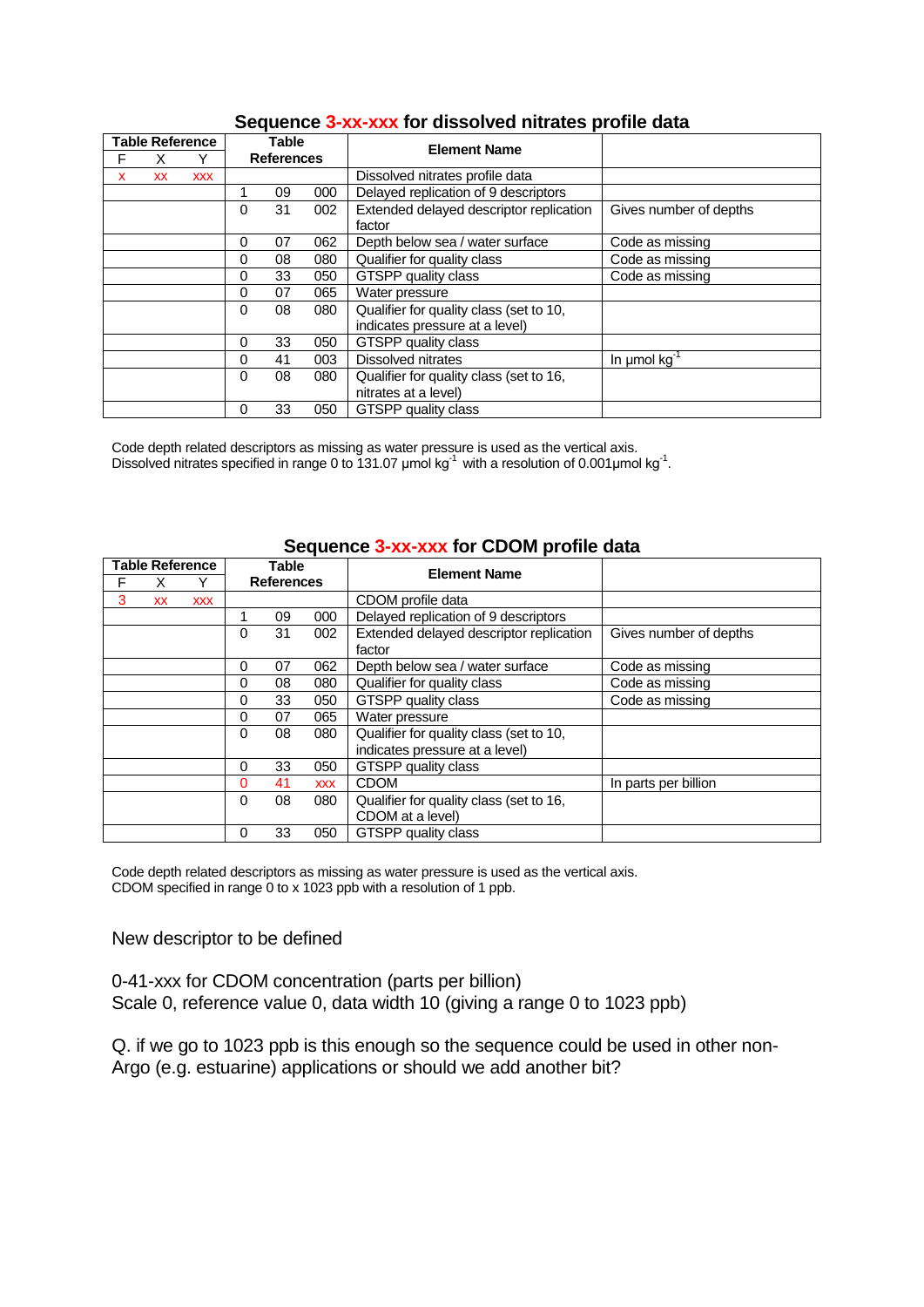## Sequence 3-xx-xxx for dissolved nitrates profile data

| Table Reference | | | Table References | | | Element Name | |
|---|---|---|---|---|---|---|---|
| F | X | Y | | | | | |
| x | xx | xxx | | | | Dissolved nitrates profile data | |
| | | | 1 | 09 | 000 | Delayed replication of 9 descriptors | |
| | | | 0 | 31 | 002 | Extended delayed descriptor replication factor | Gives number of depths |
| | | | 0 | 07 | 062 | Depth below sea / water surface | Code as missing |
| | | | 0 | 08 | 080 | Qualifier for quality class | Code as missing |
| | | | 0 | 33 | 050 | GTSPP quality class | Code as missing |
| | | | 0 | 07 | 065 | Water pressure | |
| | | | 0 | 08 | 080 | Qualifier for quality class (set to 10, indicates pressure at a level) | |
| | | | 0 | 33 | 050 | GTSPP quality class | |
| | | | 0 | 41 | 003 | Dissolved nitrates | In µmol $kg^{-1}$ |
| | | | 0 | 08 | 080 | Qualifier for quality class (set to 16, nitrates at a level) | |
| | | | 0 | 33 | 050 | GTSPP quality class | |

Code depth related descriptors as missing as water pressure is used as the vertical axis.
Dissolved nitrates specified in range 0 to 131.07 µmol $kg^{-1}$ with a resolution of 0.001µmol $kg^{-1}$.

## Sequence 3-xx-xxx for CDOM profile data

| Table Reference | | | Table References | | | Element Name | |
|---|---|---|---|---|---|---|---|
| F | X | Y | | | | | |
| 3 | xx | xxx | | | | CDOM profile data | |
| | | | 1 | 09 | 000 | Delayed replication of 9 descriptors | |
| | | | 0 | 31 | 002 | Extended delayed descriptor replication factor | Gives number of depths |
| | | | 0 | 07 | 062 | Depth below sea / water surface | Code as missing |
| | | | 0 | 08 | 080 | Qualifier for quality class | Code as missing |
| | | | 0 | 33 | 050 | GTSPP quality class | Code as missing |
| | | | 0 | 07 | 065 | Water pressure | |
| | | | 0 | 08 | 080 | Qualifier for quality class (set to 10, indicates pressure at a level) | |
| | | | 0 | 33 | 050 | GTSPP quality class | |
| | | | 0 | 41 | xxx | CDOM | In parts per billion |
| | | | 0 | 08 | 080 | Qualifier for quality class (set to 16, CDOM at a level) | |
| | | | 0 | 33 | 050 | GTSPP quality class | |

Code depth related descriptors as missing as water pressure is used as the vertical axis.
CDOM specified in range 0 to x 1023 ppb with a resolution of 1 ppb.

New descriptor to be defined

0-41-xxx for CDOM concentration (parts per billion)
Scale 0, reference value 0, data width 10 (giving a range 0 to 1023 ppb)

Q. if we go to 1023 ppb is this enough so the sequence could be used in other non-Argo (e.g. estuarine) applications or should we add another bit?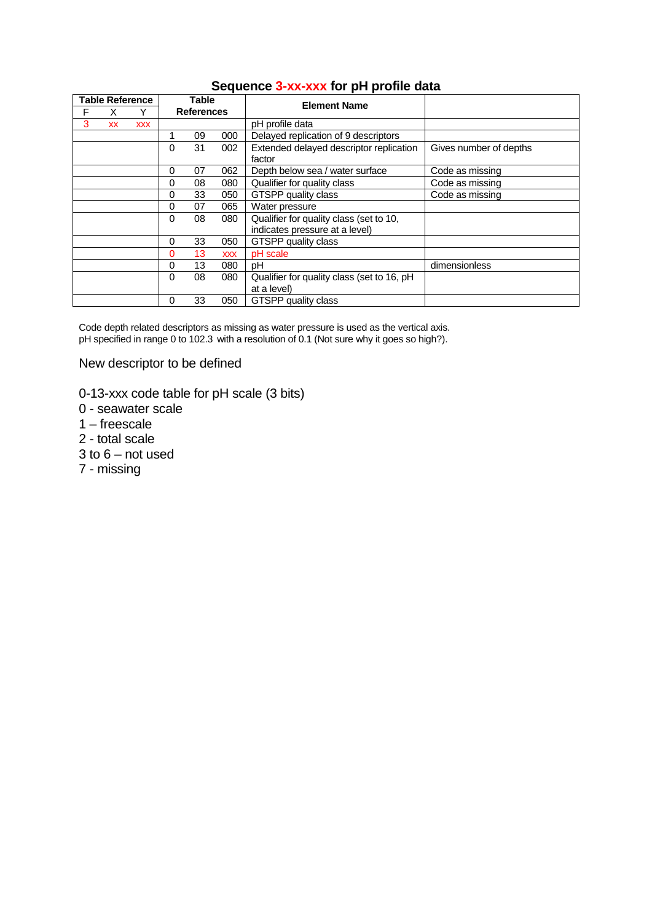## Sequence 3-xx-xxx for pH profile data

| Table Reference | | | Table References | | | Element Name | |
|---|---|---|---|---|---|---|---|
| F | X | Y | | | | | |
| 3 | xx | xxx | | | | pH profile data | |
| | | | 1 | 09 | 000 | Delayed replication of 9 descriptors | |
| | | | 0 | 31 | 002 | Extended delayed descriptor replication factor | Gives number of depths |
| | | | 0 | 07 | 062 | Depth below sea / water surface | Code as missing |
| | | | 0 | 08 | 080 | Qualifier for quality class | Code as missing |
| | | | 0 | 33 | 050 | GTSPP quality class | Code as missing |
| | | | 0 | 07 | 065 | Water pressure | |
| | | | 0 | 08 | 080 | Qualifier for quality class (set to 10, indicates pressure at a level) | |
| | | | 0 | 33 | 050 | GTSPP quality class | |
| | | | 0 | 13 | xxx | pH scale | |
| | | | 0 | 13 | 080 | pH | dimensionless |
| | | | 0 | 08 | 080 | Qualifier for quality class (set to 16, pH at a level) | |
| | | | 0 | 33 | 050 | GTSPP quality class | |

Code depth related descriptors as missing as water pressure is used as the vertical axis.
pH specified in range 0 to 102.3 with a resolution of 0.1 (Not sure why it goes so high?).

New descriptor to be defined

0-13-xxx code table for pH scale (3 bits)
0 - seawater scale
1 – freescale
2 - total scale
3 to 6 – not used
7 - missing